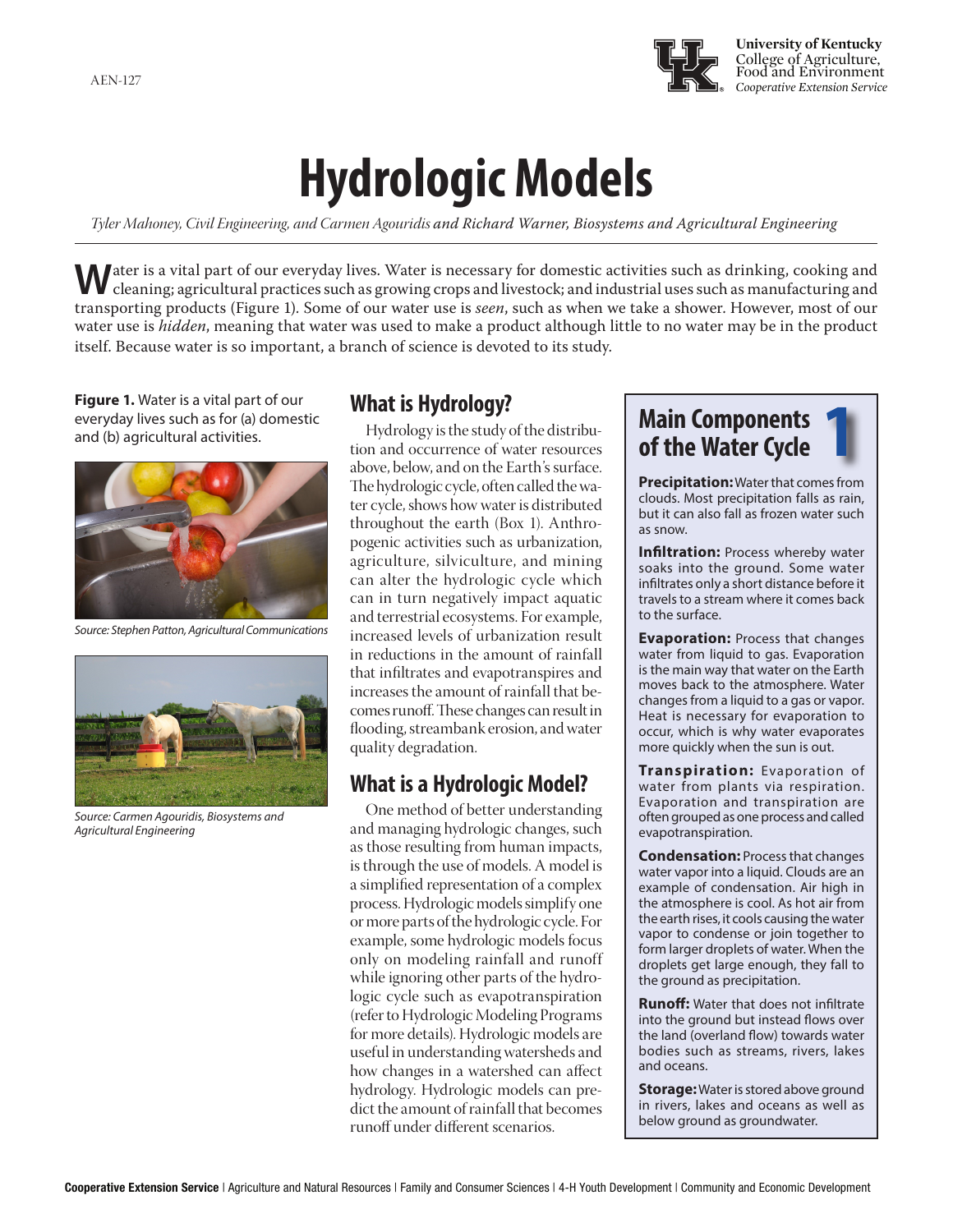AEN-127

# Hydrologic Models

*Tyler Mahoney, Civil Engineering, and Carmen Agouridis and Richard Warner, Biosystems and Agricultural Engineering*

Water is a vital part of our everyday lives. Water is necessary for domestic activities such as drinking, cooking and cleaning; agricultural practices such as growing crops and livestock; and industrial uses such as manufacturing and transporting products (Figure 1). Some of our water use is *seen*, such as when we take a shower. However, most of our water use is *hidden*, meaning that water was used to make a product although little to no water may be in the product itself. Because water is so important, a branch of science is devoted to its study.

**Figure 1.** Water is a vital part of our everyday lives such as for (a) domestic and (b) agricultural activities.

*Source: Stephen Patton, Agricultural Communications*

*Source: Carmen Agouridis, Biosystems and Agricultural Engineering*

## What is Hydrology?

Hydrology is the study of the distribution and occurrence of water resources above, below, and on the Earth's surface. The hydrologic cycle, often called the water cycle, shows how water is distributed throughout the earth (Box 1). Anthropogenic activities such as urbanization, agriculture, silviculture, and mining can alter the hydrologic cycle which can in turn negatively impact aquatic and terrestrial ecosystems. For example, increased levels of urbanization result in reductions in the amount of rainfall that infiltrates and evapotranspires and increases the amount of rainfall that becomes runoff. These changes can result in flooding, streambank erosion, and water quality degradation.

## What is a Hydrologic Model?

One method of better understanding and managing hydrologic changes, such as those resulting from human impacts, is through the use of models. A model is a simplified representation of a complex process. Hydrologic models simplify one or more parts of the hydrologic cycle. For example, some hydrologic models focus only on modeling rainfall and runoff while ignoring other parts of the hydrologic cycle such as evapotranspiration (refer to Hydrologic Modeling Programs for more details). Hydrologic models are useful in understanding watersheds and how changes in a watershed can affect hydrology. Hydrologic models can predict the amount of rainfall that becomes runoff under different scenarios.

## Main Components of the Water Cycle (Box 1)

**Precipitation:** Water that comes from clouds. Most precipitation falls as rain, but it can also fall as frozen water such as snow.

**Infiltration:** Process whereby water soaks into the ground. Some water infiltrates only a short distance before it travels to a stream where it comes back to the surface.

**Evaporation:** Process that changes water from liquid to gas. Evaporation is the main way that water on the Earth moves back to the atmosphere. Water changes from a liquid to a gas or vapor. Heat is necessary for evaporation to occur, which is why water evaporates more quickly when the sun is out.

**Transpiration:** Evaporation of water from plants via respiration. Evaporation and transpiration are often grouped as one process and called evapotranspiration.

**Condensation:** Process that changes water vapor into a liquid. Clouds are an example of condensation. Air high in the atmosphere is cool. As hot air from the earth rises, it cools causing the water vapor to condense or join together to form larger droplets of water. When the droplets get large enough, they fall to the ground as precipitation.

**Runoff:** Water that does not infiltrate into the ground but instead flows over the land (overland flow) towards water bodies such as streams, rivers, lakes and oceans.

**Storage:** Water is stored above ground in rivers, lakes and oceans as well as below ground as groundwater.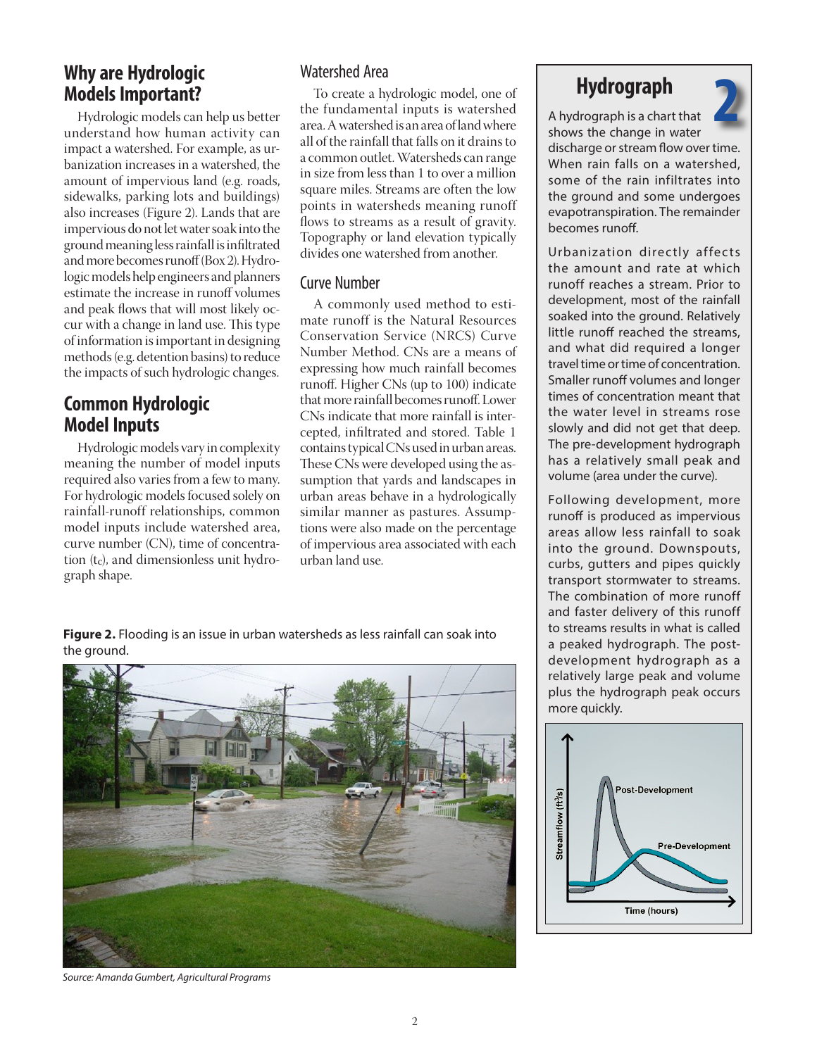## Why are Hydrologic Models Important?

Hydrologic models can help us better understand how human activity can impact a watershed. For example, as urbanization increases in a watershed, the amount of impervious land (e.g. roads, sidewalks, parking lots and buildings) also increases (Figure 2). Lands that are impervious do not let water soak into the ground meaning less rainfall is infiltrated and more becomes runoff (Box 2). Hydrologic models help engineers and planners estimate the increase in runoff volumes and peak flows that will most likely occur with a change in land use. This type of information is important in designing methods (e.g. detention basins) to reduce the impacts of such hydrologic changes.

## Common Hydrologic Model Inputs

Hydrologic models vary in complexity meaning the number of model inputs required also varies from a few to many. For hydrologic models focused solely on rainfall-runoff relationships, common model inputs include watershed area, curve number (CN), time of concentration ($t_c$), and dimensionless unit hydrograph shape.

### Watershed Area

To create a hydrologic model, one of the fundamental inputs is watershed area. A watershed is an area of land where all of the rainfall that falls on it drains to a common outlet. Watersheds can range in size from less than 1 to over a million square miles. Streams are often the low points in watersheds meaning runoff flows to streams as a result of gravity. Topography or land elevation typically divides one watershed from another.

### Curve Number

A commonly used method to estimate runoff is the Natural Resources Conservation Service (NRCS) Curve Number Method. CNs are a means of expressing how much rainfall becomes runoff. Higher CNs (up to 100) indicate that more rainfall becomes runoff. Lower CNs indicate that more rainfall is intercepted, infiltrated and stored. Table 1 contains typical CNs used in urban areas. These CNs were developed using the assumption that yards and landscapes in urban areas behave in a hydrologically similar manner as pastures. Assumptions were also made on the percentage of impervious area associated with each urban land use.

**Figure 2.** Flooding is an issue in urban watersheds as less rainfall can soak into the ground.

*Source: Amanda Gumbert, Agricultural Programs*

## Hydrograph 2

A hydrograph is a chart that shows the change in water discharge or stream flow over time. When rain falls on a watershed, some of the rain infiltrates into the ground and some undergoes evapotranspiration. The remainder becomes runoff.

Urbanization directly affects the amount and rate at which runoff reaches a stream. Prior to development, most of the rainfall soaked into the ground. Relatively little runoff reached the streams, and what did required a longer travel time or time of concentration. Smaller runoff volumes and longer times of concentration meant that the water level in streams rose slowly and did not get that deep. The pre-development hydrograph has a relatively small peak and volume (area under the curve).

Following development, more runoff is produced as impervious areas allow less rainfall to soak into the ground. Downspouts, curbs, gutters and pipes quickly transport stormwater to streams. The combination of more runoff and faster delivery of this runoff to streams results in what is called a peaked hydrograph. The post-development hydrograph as a relatively large peak and volume plus the hydrograph peak occurs more quickly.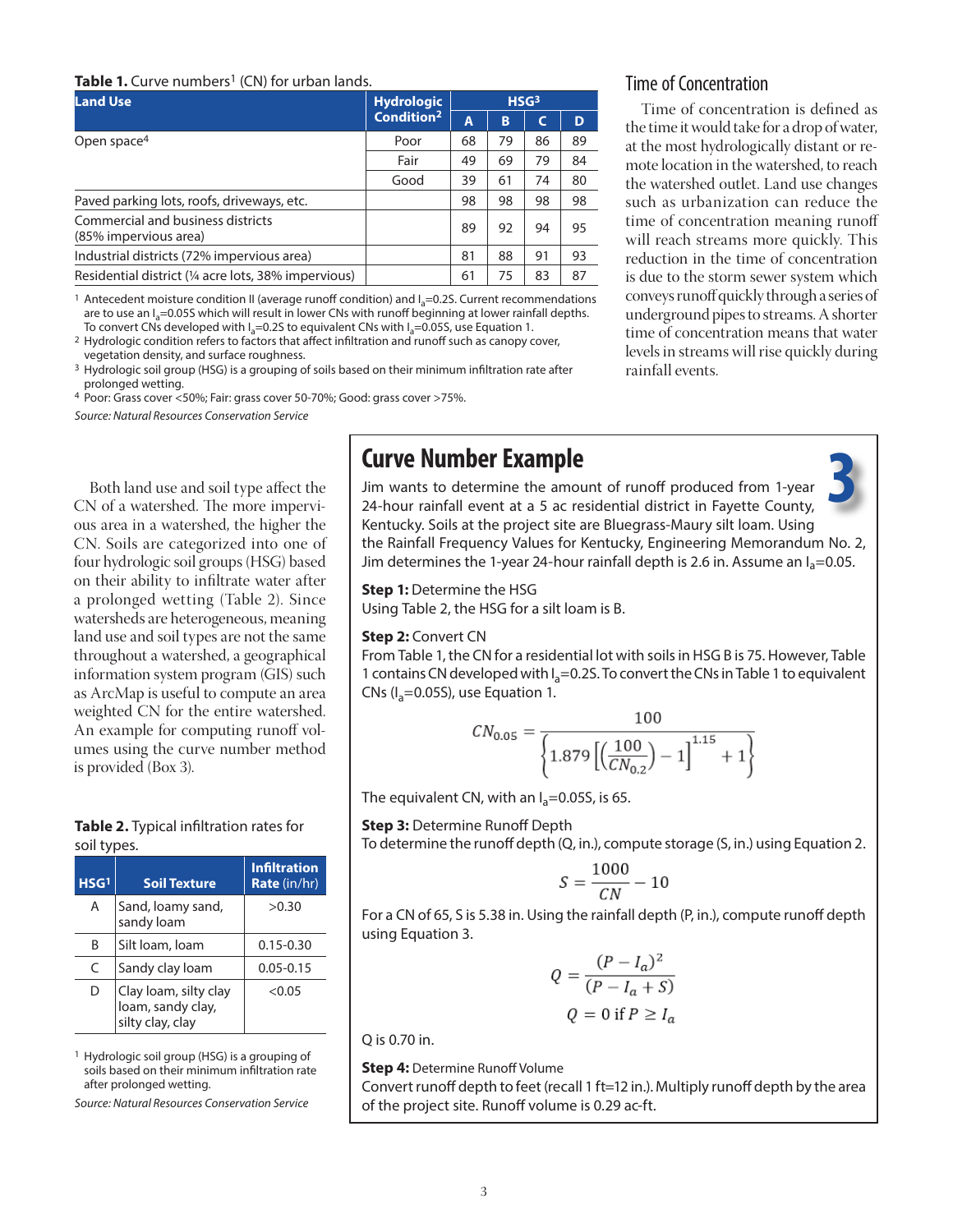**Table 1.** Curve numbers[1] (CN) for urban lands.

| Land Use | Hydrologic Condition[2] | HSG[3] | | | |
|---|---|---|---|---|---|
| | | A | B | C | D |
| Open space[4] | Poor | 68 | 79 | 86 | 89 |
| | Fair | 49 | 69 | 79 | 84 |
| | Good | 39 | 61 | 74 | 80 |
| Paved parking lots, roofs, driveways, etc. | | 98 | 98 | 98 | 98 |
| Commercial and business districts (85% impervious area) | | 89 | 92 | 94 | 95 |
| Industrial districts (72% impervious area) | | 81 | 88 | 91 | 93 |
| Residential district (¼ acre lots, 38% impervious) | | 61 | 75 | 83 | 87 |

[1] Antecedent moisture condition II (average runoff condition) and $I_a$=0.2S. Current recommendations are to use an $I_a$=0.05S which will result in lower CNs with runoff beginning at lower rainfall depths. To convert CNs developed with $I_a$=0.2S to equivalent CNs with $I_a$=0.05S, use Equation 1.

[2] Hydrologic condition refers to factors that affect infiltration and runoff such as canopy cover, vegetation density, and surface roughness.

[3] Hydrologic soil group (HSG) is a grouping of soils based on their minimum infiltration rate after prolonged wetting.

[4] Poor: Grass cover <50%; Fair: grass cover 50-70%; Good: grass cover >75%.

*Source: Natural Resources Conservation Service*

## Time of Concentration

Time of concentration is defined as the time it would take for a drop of water, at the most hydrologically distant or remote location in the watershed, to reach the watershed outlet. Land use changes such as urbanization can reduce the time of concentration meaning runoff will reach streams more quickly. This reduction in the time of concentration is due to the storm sewer system which conveys runoff quickly through a series of underground pipes to streams. A shorter time of concentration means that water levels in streams will rise quickly during rainfall events.

Both land use and soil type affect the CN of a watershed. The more impervious area in a watershed, the higher the CN. Soils are categorized into one of four hydrologic soil groups (HSG) based on their ability to infiltrate water after a prolonged wetting (Table 2). Since watersheds are heterogeneous, meaning land use and soil types are not the same throughout a watershed, a geographical information system program (GIS) such as ArcMap is useful to compute an area weighted CN for the entire watershed. An example for computing runoff volumes using the curve number method is provided (Box 3).

**Table 2.** Typical infiltration rates for soil types.

| HSG[1] | Soil Texture | Infiltration Rate (in/hr) |
|---|---|---|
| A | Sand, loamy sand, sandy loam | >0.30 |
| B | Silt loam, loam | 0.15-0.30 |
| C | Sandy clay loam | 0.05-0.15 |
| D | Clay loam, silty clay loam, sandy clay, silty clay, clay | <0.05 |

[1] Hydrologic soil group (HSG) is a grouping of soils based on their minimum infiltration rate after prolonged wetting.

*Source: Natural Resources Conservation Service*

## Curve Number Example

**3**

Jim wants to determine the amount of runoff produced from 1-year 24-hour rainfall event at a 5 ac residential district in Fayette County, Kentucky. Soils at the project site are Bluegrass-Maury silt loam. Using the Rainfall Frequency Values for Kentucky, Engineering Memorandum No. 2, Jim determines the 1-year 24-hour rainfall depth is 2.6 in. Assume an $I_a$=0.05.

**Step 1:** Determine the HSG
Using Table 2, the HSG for a silt loam is B.

**Step 2:** Convert CN
From Table 1, the CN for a residential lot with soils in HSG B is 75. However, Table 1 contains CN developed with $I_a$=0.2S. To convert the CNs in Table 1 to equivalent CNs ($I_a$=0.05S), use Equation 1.

$$CN_{0.05} = \frac{100}{\left\{1.879\left[\left(\frac{100}{CN_{0.2}}\right) - 1\right]^{1.15} + 1\right\}}$$

The equivalent CN, with an $I_a$=0.05S, is 65.

**Step 3:** Determine Runoff Depth
To determine the runoff depth (Q, in.), compute storage (S, in.) using Equation 2.

$$S = \frac{1000}{CN} - 10$$

For a CN of 65, S is 5.38 in. Using the rainfall depth (P, in.), compute runoff depth using Equation 3.

$$Q = \frac{(P - I_a)^2}{(P - I_a + S)}$$

$$Q = 0 \text{ if } P \geq I_a$$

Q is 0.70 in.

**Step 4:** Determine Runoff Volume
Convert runoff depth to feet (recall 1 ft=12 in.). Multiply runoff depth by the area of the project site. Runoff volume is 0.29 ac-ft.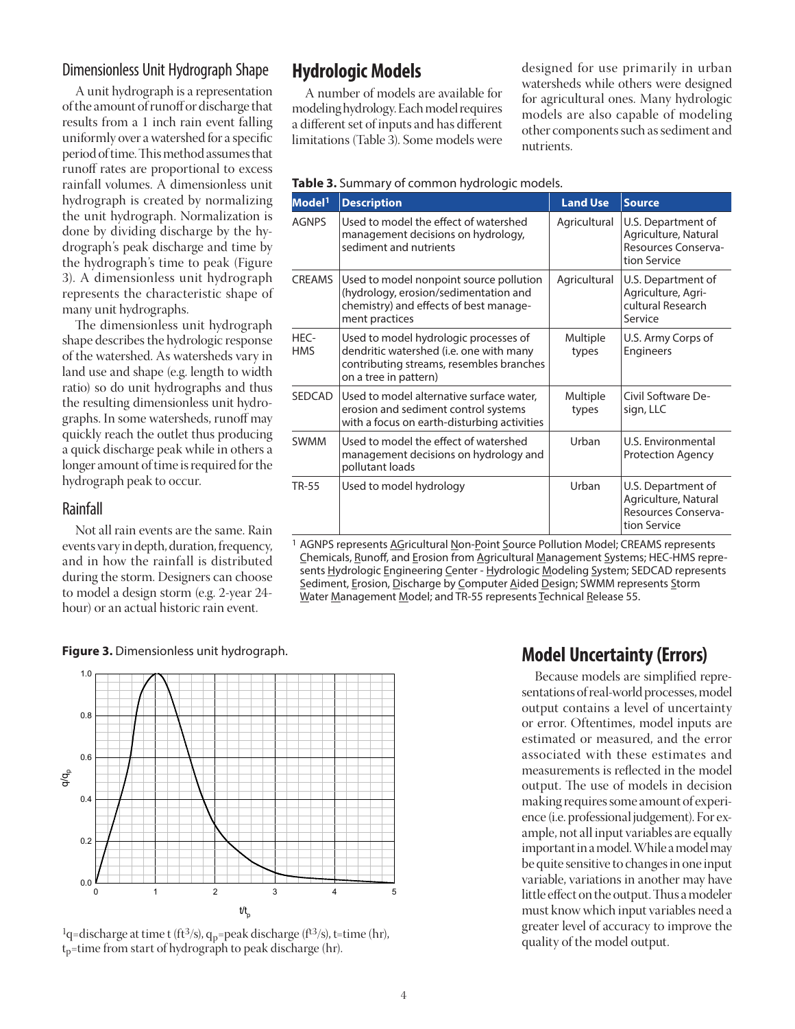## Dimensionless Unit Hydrograph Shape

A unit hydrograph is a representation of the amount of runoff or discharge that results from a 1 inch rain event falling uniformly over a watershed for a specific period of time. This method assumes that runoff rates are proportional to excess rainfall volumes. A dimensionless unit hydrograph is created by normalizing the unit hydrograph. Normalization is done by dividing discharge by the hydrograph's peak discharge and time by the hydrograph's time to peak (Figure 3). A dimensionless unit hydrograph represents the characteristic shape of many unit hydrographs.

The dimensionless unit hydrograph shape describes the hydrologic response of the watershed. As watersheds vary in land use and shape (e.g. length to width ratio) so do unit hydrographs and thus the resulting dimensionless unit hydrographs. In some watersheds, runoff may quickly reach the outlet thus producing a quick discharge peak while in others a longer amount of time is required for the hydrograph peak to occur.

## Rainfall

Not all rain events are the same. Rain events vary in depth, duration, frequency, and in how the rainfall is distributed during the storm. Designers can choose to model a design storm (e.g. 2-year 24-hour) or an actual historic rain event.

**Figure 3.** Dimensionless unit hydrograph.

[1]q=discharge at time t (ft[3]/s), $q_p$=peak discharge (ft[3]/s), t=time (hr), $t_p$=time from start of hydrograph to peak discharge (hr).

# Hydrologic Models

A number of models are available for modeling hydrology. Each model requires a different set of inputs and has different limitations (Table 3). Some models were designed for use primarily in urban watersheds while others were designed for agricultural ones. Many hydrologic models are also capable of modeling other components such as sediment and nutrients.

**Table 3.** Summary of common hydrologic models.

| Model[1] | Description | Land Use | Source |
|---|---|---|---|
| AGNPS | Used to model the effect of watershed management decisions on hydrology, sediment and nutrients | Agricultural | U.S. Department of Agriculture, Natural Resources Conservation Service |
| CREAMS | Used to model nonpoint source pollution (hydrology, erosion/sedimentation and chemistry) and effects of best management practices | Agricultural | U.S. Department of Agriculture, Agricultural Research Service |
| HEC-HMS | Used to model hydrologic processes of dendritic watershed (i.e. one with many contributing streams, resembles branches on a tree in pattern) | Multiple types | U.S. Army Corps of Engineers |
| SEDCAD | Used to model alternative surface water, erosion and sediment control systems with a focus on earth-disturbing activities | Multiple types | Civil Software Design, LLC |
| SWMM | Used to model the effect of watershed management decisions on hydrology and pollutant loads | Urban | U.S. Environmental Protection Agency |
| TR-55 | Used to model hydrology | Urban | U.S. Department of Agriculture, Natural Resources Conservation Service |

[1] AGNPS represents AGricultural Non-Point Source Pollution Model; CREAMS represents Chemicals, Runoff, and Erosion from Agricultural Management Systems; HEC-HMS represents Hydrologic Engineering Center - Hydrologic Modeling System; SEDCAD represents Sediment, Erosion, Discharge by Computer Aided Design; SWMM represents Storm Water Management Model; and TR-55 represents Technical Release 55.

# Model Uncertainty (Errors)

Because models are simplified representations of real-world processes, model output contains a level of uncertainty or error. Oftentimes, model inputs are estimated or measured, and the error associated with these estimates and measurements is reflected in the model output. The use of models in decision making requires some amount of experience (i.e. professional judgement). For example, not all input variables are equally important in a model. While a model may be quite sensitive to changes in one input variable, variations in another may have little effect on the output. Thus a modeler must know which input variables need a greater level of accuracy to improve the quality of the model output.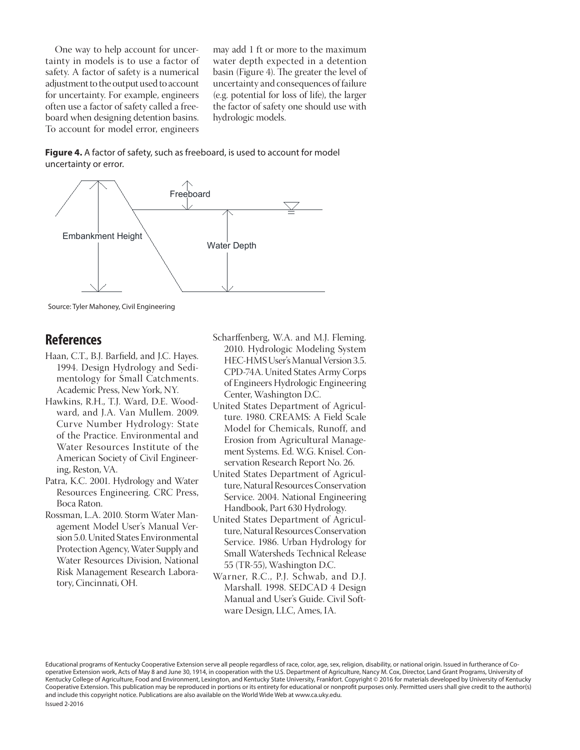One way to help account for uncertainty in models is to use a factor of safety. A factor of safety is a numerical adjustment to the output used to account for uncertainty. For example, engineers often use a factor of safety called a freeboard when designing detention basins. To account for model error, engineers may add 1 ft or more to the maximum water depth expected in a detention basin (Figure 4). The greater the level of uncertainty and consequences of failure (e.g. potential for loss of life), the larger the factor of safety one should use with hydrologic models.

**Figure 4.** A factor of safety, such as freeboard, is used to account for model uncertainty or error.

Freeboard

Embankment Height

Water Depth

Source: Tyler Mahoney, Civil Engineering

## References

Haan, C.T., B.J. Barfield, and J.C. Hayes. 1994. Design Hydrology and Sedimentology for Small Catchments. Academic Press, New York, NY.

Hawkins, R.H., T.J. Ward, D.E. Woodward, and J.A. Van Mullem. 2009. Curve Number Hydrology: State of the Practice. Environmental and Water Resources Institute of the American Society of Civil Engineering, Reston, VA.

Patra, K.C. 2001. Hydrology and Water Resources Engineering. CRC Press, Boca Raton.

Rossman, L.A. 2010. Storm Water Management Model User's Manual Version 5.0. United States Environmental Protection Agency, Water Supply and Water Resources Division, National Risk Management Research Laboratory, Cincinnati, OH.

Scharffenberg, W.A. and M.J. Fleming. 2010. Hydrologic Modeling System HEC-HMS User's Manual Version 3.5. CPD-74A. United States Army Corps of Engineers Hydrologic Engineering Center, Washington D.C.

United States Department of Agriculture. 1980. CREAMS: A Field Scale Model for Chemicals, Runoff, and Erosion from Agricultural Management Systems. Ed. W.G. Knisel. Conservation Research Report No. 26.

United States Department of Agriculture, Natural Resources Conservation Service. 2004. National Engineering Handbook, Part 630 Hydrology.

United States Department of Agriculture, Natural Resources Conservation Service. 1986. Urban Hydrology for Small Watersheds Technical Release 55 (TR-55), Washington D.C.

Warner, R.C., P.J. Schwab, and D.J. Marshall. 1998. SEDCAD 4 Design Manual and User's Guide. Civil Software Design, LLC, Ames, IA.

Educational programs of Kentucky Cooperative Extension serve all people regardless of race, color, age, sex, religion, disability, or national origin. Issued in furtherance of Cooperative Extension work, Acts of May 8 and June 30, 1914, in cooperation with the U.S. Department of Agriculture, Nancy M. Cox, Director, Land Grant Programs, University of Kentucky College of Agriculture, Food and Environment, Lexington, and Kentucky State University, Frankfort. Copyright © 2016 for materials developed by University of Kentucky Cooperative Extension. This publication may be reproduced in portions or its entirety for educational or nonprofit purposes only. Permitted users shall give credit to the author(s) and include this copyright notice. Publications are also available on the World Wide Web at www.ca.uky.edu.
Issued 2-2016